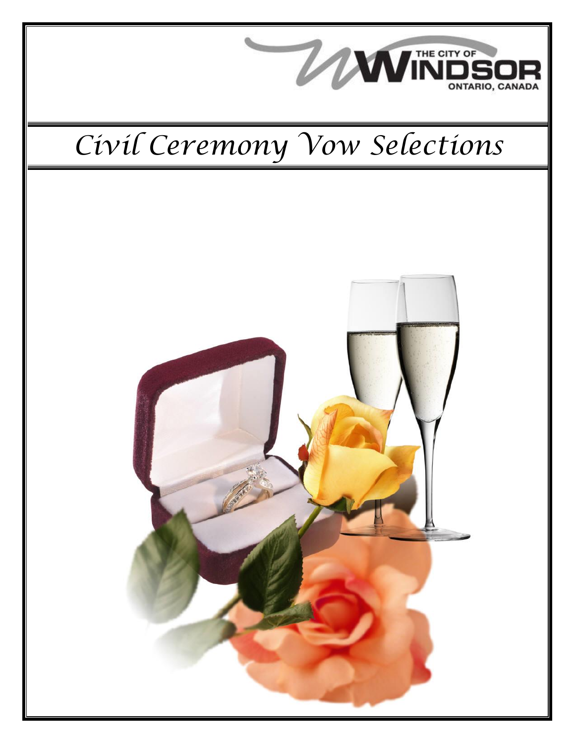THE CITY OF WINDSOR
ONTARIO, CANADA

# Civil Ceremony Vow Selections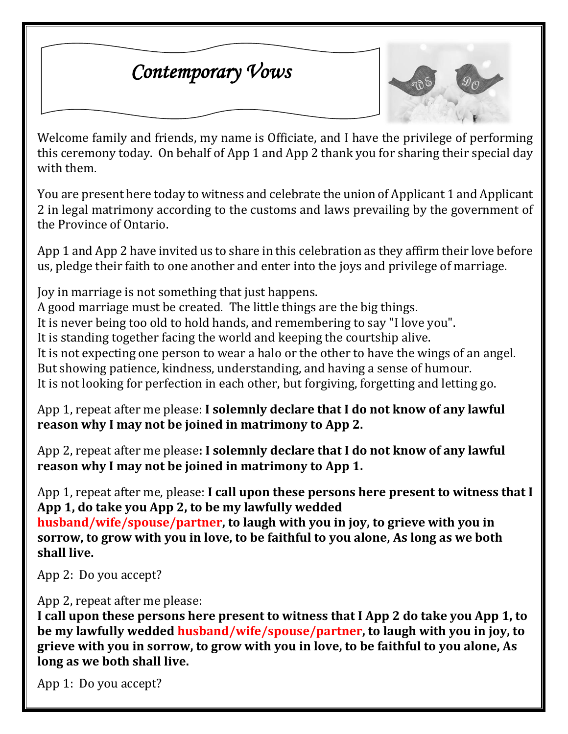# *Contemporary Vows*

Welcome family and friends, my name is Officiate, and I have the privilege of performing this ceremony today. On behalf of App 1 and App 2 thank you for sharing their special day with them.

You are present here today to witness and celebrate the union of Applicant 1 and Applicant 2 in legal matrimony according to the customs and laws prevailing by the government of the Province of Ontario.

App 1 and App 2 have invited us to share in this celebration as they affirm their love before us, pledge their faith to one another and enter into the joys and privilege of marriage.

Joy in marriage is not something that just happens.
A good marriage must be created. The little things are the big things.
It is never being too old to hold hands, and remembering to say "I love you".
It is standing together facing the world and keeping the courtship alive.
It is not expecting one person to wear a halo or the other to have the wings of an angel.
But showing patience, kindness, understanding, and having a sense of humour.
It is not looking for perfection in each other, but forgiving, forgetting and letting go.

App 1, repeat after me please: **I solemnly declare that I do not know of any lawful reason why I may not be joined in matrimony to App 2.**

App 2, repeat after me please**: I solemnly declare that I do not know of any lawful reason why I may not be joined in matrimony to App 1.**

App 1, repeat after me, please: **I call upon these persons here present to witness that I App 1, do take you App 2, to be my lawfully wedded husband/wife/spouse/partner, to laugh with you in joy, to grieve with you in sorrow, to grow with you in love, to be faithful to you alone, As long as we both shall live.**

App 2: Do you accept?

App 2, repeat after me please:
**I call upon these persons here present to witness that I App 2 do take you App 1, to be my lawfully wedded husband/wife/spouse/partner, to laugh with you in joy, to grieve with you in sorrow, to grow with you in love, to be faithful to you alone, As long as we both shall live.**

App 1: Do you accept?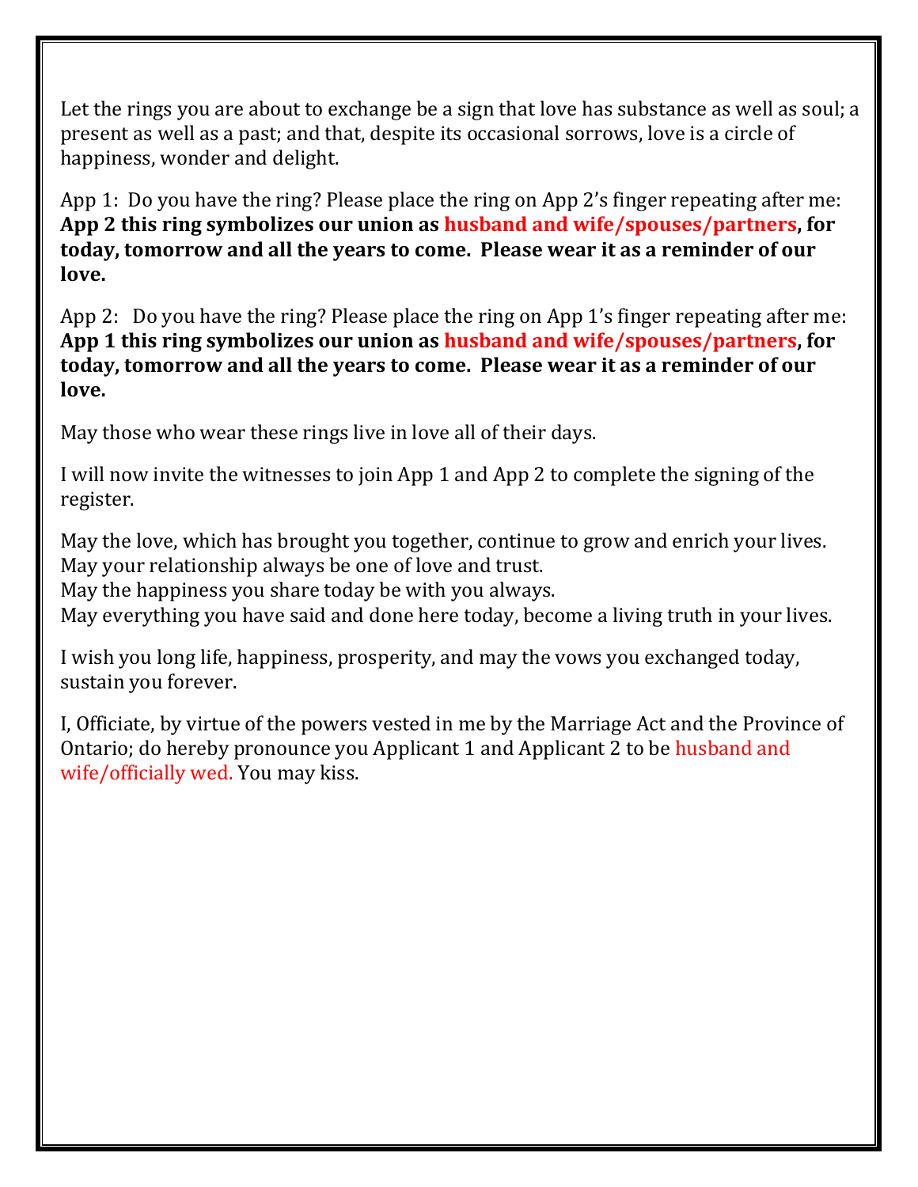Let the rings you are about to exchange be a sign that love has substance as well as soul; a present as well as a past; and that, despite its occasional sorrows, love is a circle of happiness, wonder and delight.

App 1: Do you have the ring? Please place the ring on App 2's finger repeating after me: **App 2 this ring symbolizes our union as husband and wife/spouses/partners, for today, tomorrow and all the years to come. Please wear it as a reminder of our love.**

App 2: Do you have the ring? Please place the ring on App 1's finger repeating after me: **App 1 this ring symbolizes our union as husband and wife/spouses/partners, for today, tomorrow and all the years to come. Please wear it as a reminder of our love.**

May those who wear these rings live in love all of their days.

I will now invite the witnesses to join App 1 and App 2 to complete the signing of the register.

May the love, which has brought you together, continue to grow and enrich your lives.
May your relationship always be one of love and trust.
May the happiness you share today be with you always.
May everything you have said and done here today, become a living truth in your lives.

I wish you long life, happiness, prosperity, and may the vows you exchanged today, sustain you forever.

I, Officiate, by virtue of the powers vested in me by the Marriage Act and the Province of Ontario; do hereby pronounce you Applicant 1 and Applicant 2 to be husband and wife/officially wed. You may kiss.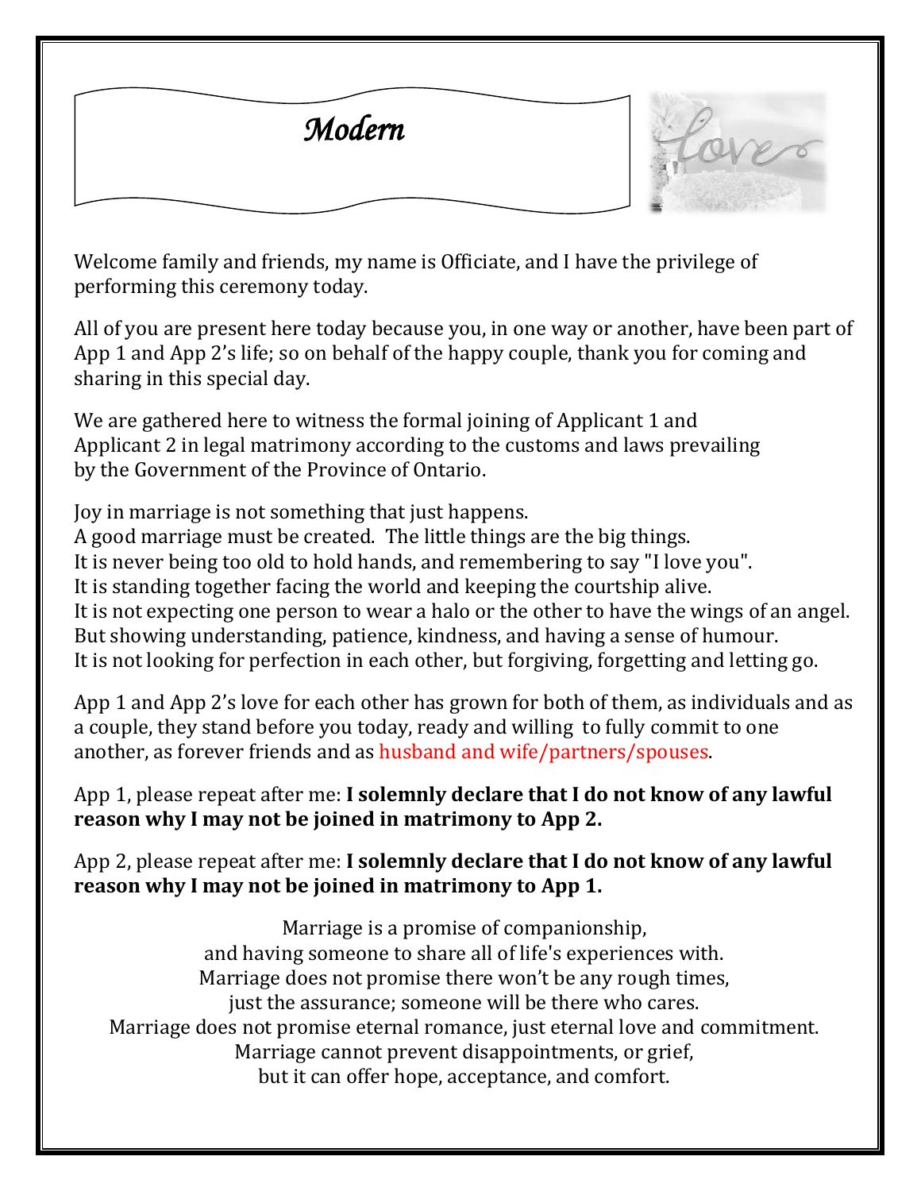# *Modern*

Welcome family and friends, my name is Officiate, and I have the privilege of performing this ceremony today.

All of you are present here today because you, in one way or another, have been part of App 1 and App 2's life; so on behalf of the happy couple, thank you for coming and sharing in this special day.

We are gathered here to witness the formal joining of Applicant 1 and Applicant 2 in legal matrimony according to the customs and laws prevailing by the Government of the Province of Ontario.

Joy in marriage is not something that just happens.
A good marriage must be created. The little things are the big things.
It is never being too old to hold hands, and remembering to say "I love you".
It is standing together facing the world and keeping the courtship alive.
It is not expecting one person to wear a halo or the other to have the wings of an angel.
But showing understanding, patience, kindness, and having a sense of humour.
It is not looking for perfection in each other, but forgiving, forgetting and letting go.

App 1 and App 2's love for each other has grown for both of them, as individuals and as a couple, they stand before you today, ready and willing to fully commit to one another, as forever friends and as husband and wife/partners/spouses.

App 1, please repeat after me: **I solemnly declare that I do not know of any lawful reason why I may not be joined in matrimony to App 2.**

App 2, please repeat after me: **I solemnly declare that I do not know of any lawful reason why I may not be joined in matrimony to App 1.**

Marriage is a promise of companionship,
and having someone to share all of life's experiences with.
Marriage does not promise there won't be any rough times,
just the assurance; someone will be there who cares.
Marriage does not promise eternal romance, just eternal love and commitment.
Marriage cannot prevent disappointments, or grief,
but it can offer hope, acceptance, and comfort.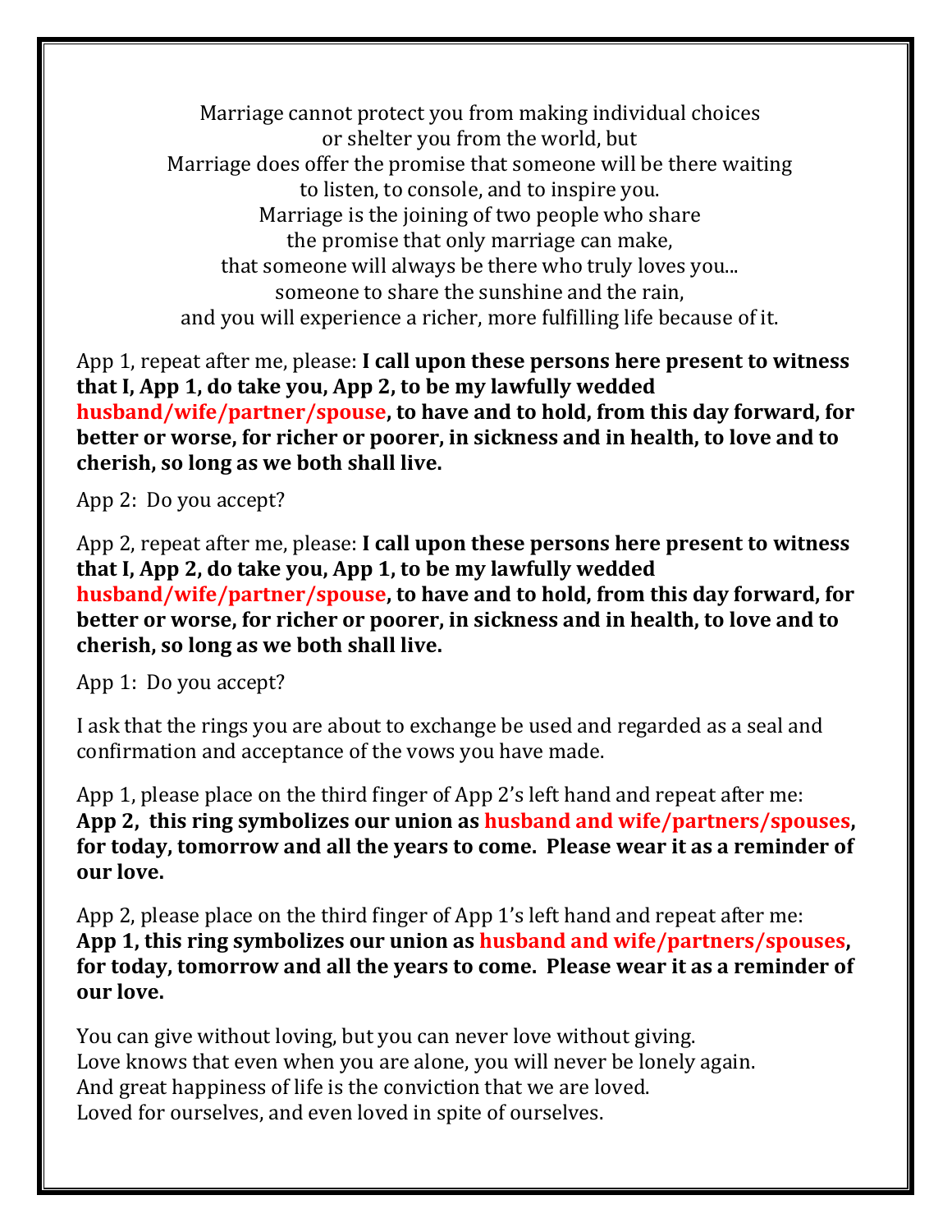Marriage cannot protect you from making individual choices
or shelter you from the world, but
Marriage does offer the promise that someone will be there waiting
to listen, to console, and to inspire you.
Marriage is the joining of two people who share
the promise that only marriage can make,
that someone will always be there who truly loves you...
someone to share the sunshine and the rain,
and you will experience a richer, more fulfilling life because of it.

App 1, repeat after me, please: **I call upon these persons here present to witness that I, App 1, do take you, App 2, to be my lawfully wedded husband/wife/partner/spouse, to have and to hold, from this day forward, for better or worse, for richer or poorer, in sickness and in health, to love and to cherish, so long as we both shall live.**

App 2: Do you accept?

App 2, repeat after me, please: **I call upon these persons here present to witness that I, App 2, do take you, App 1, to be my lawfully wedded husband/wife/partner/spouse, to have and to hold, from this day forward, for better or worse, for richer or poorer, in sickness and in health, to love and to cherish, so long as we both shall live.**

App 1: Do you accept?

I ask that the rings you are about to exchange be used and regarded as a seal and confirmation and acceptance of the vows you have made.

App 1, please place on the third finger of App 2's left hand and repeat after me: **App 2, this ring symbolizes our union as husband and wife/partners/spouses, for today, tomorrow and all the years to come. Please wear it as a reminder of our love.**

App 2, please place on the third finger of App 1's left hand and repeat after me: **App 1, this ring symbolizes our union as husband and wife/partners/spouses, for today, tomorrow and all the years to come. Please wear it as a reminder of our love.**

You can give without loving, but you can never love without giving.
Love knows that even when you are alone, you will never be lonely again.
And great happiness of life is the conviction that we are loved.
Loved for ourselves, and even loved in spite of ourselves.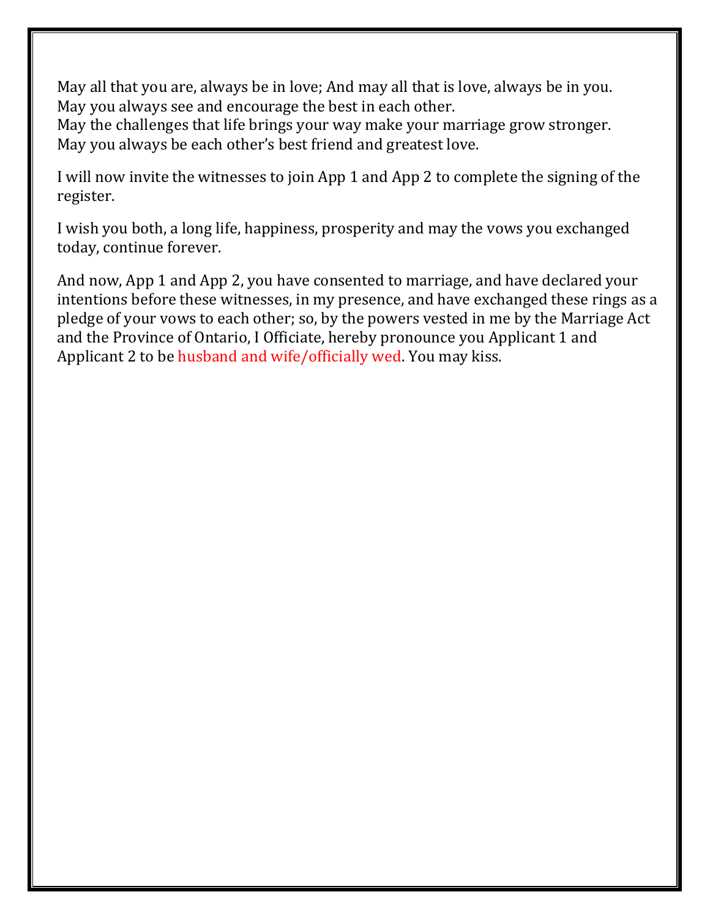May all that you are, always be in love; And may all that is love, always be in you.
May you always see and encourage the best in each other.
May the challenges that life brings your way make your marriage grow stronger.
May you always be each other's best friend and greatest love.

I will now invite the witnesses to join App 1 and App 2 to complete the signing of the register.

I wish you both, a long life, happiness, prosperity and may the vows you exchanged today, continue forever.

And now, App 1 and App 2, you have consented to marriage, and have declared your intentions before these witnesses, in my presence, and have exchanged these rings as a pledge of your vows to each other; so, by the powers vested in me by the Marriage Act and the Province of Ontario, I Officiate, hereby pronounce you Applicant 1 and Applicant 2 to be husband and wife/officially wed. You may kiss.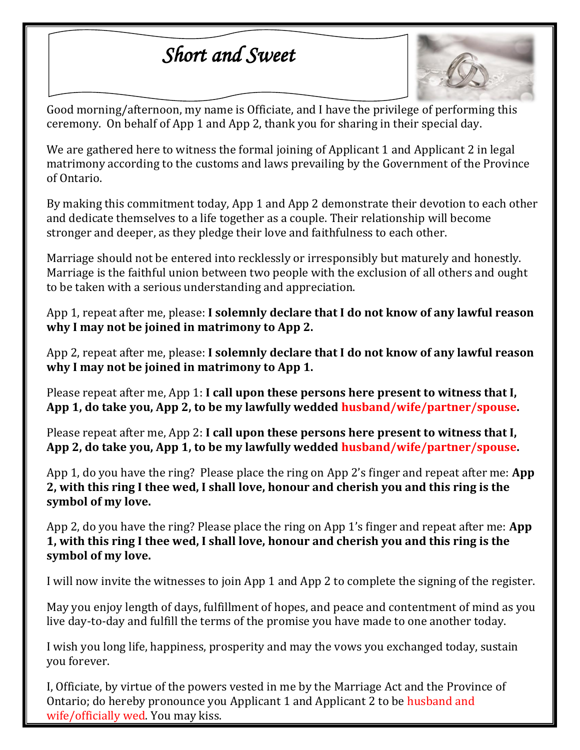# *Short and Sweet*

Good morning/afternoon, my name is Officiate, and I have the privilege of performing this ceremony. On behalf of App 1 and App 2, thank you for sharing in their special day.

We are gathered here to witness the formal joining of Applicant 1 and Applicant 2 in legal matrimony according to the customs and laws prevailing by the Government of the Province of Ontario.

By making this commitment today, App 1 and App 2 demonstrate their devotion to each other and dedicate themselves to a life together as a couple. Their relationship will become stronger and deeper, as they pledge their love and faithfulness to each other.

Marriage should not be entered into recklessly or irresponsibly but maturely and honestly. Marriage is the faithful union between two people with the exclusion of all others and ought to be taken with a serious understanding and appreciation.

App 1, repeat after me, please: **I solemnly declare that I do not know of any lawful reason why I may not be joined in matrimony to App 2.**

App 2, repeat after me, please: **I solemnly declare that I do not know of any lawful reason why I may not be joined in matrimony to App 1.**

Please repeat after me, App 1: **I call upon these persons here present to witness that I, App 1, do take you, App 2, to be my lawfully wedded husband/wife/partner/spouse.**

Please repeat after me, App 2: **I call upon these persons here present to witness that I, App 2, do take you, App 1, to be my lawfully wedded husband/wife/partner/spouse.**

App 1, do you have the ring? Please place the ring on App 2's finger and repeat after me: **App 2, with this ring I thee wed, I shall love, honour and cherish you and this ring is the symbol of my love.**

App 2, do you have the ring? Please place the ring on App 1's finger and repeat after me: **App 1, with this ring I thee wed, I shall love, honour and cherish you and this ring is the symbol of my love.**

I will now invite the witnesses to join App 1 and App 2 to complete the signing of the register.

May you enjoy length of days, fulfillment of hopes, and peace and contentment of mind as you live day-to-day and fulfill the terms of the promise you have made to one another today.

I wish you long life, happiness, prosperity and may the vows you exchanged today, sustain you forever.

I, Officiate, by virtue of the powers vested in me by the Marriage Act and the Province of Ontario; do hereby pronounce you Applicant 1 and Applicant 2 to be husband and wife/officially wed. You may kiss.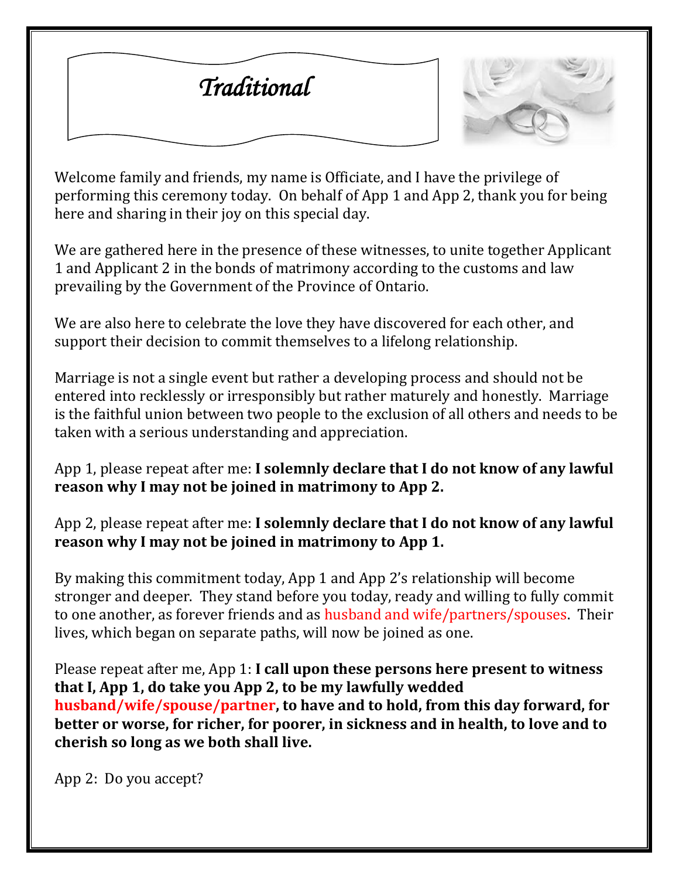# *Traditional*

Welcome family and friends, my name is Officiate, and I have the privilege of performing this ceremony today. On behalf of App 1 and App 2, thank you for being here and sharing in their joy on this special day.

We are gathered here in the presence of these witnesses, to unite together Applicant 1 and Applicant 2 in the bonds of matrimony according to the customs and law prevailing by the Government of the Province of Ontario.

We are also here to celebrate the love they have discovered for each other, and support their decision to commit themselves to a lifelong relationship.

Marriage is not a single event but rather a developing process and should not be entered into recklessly or irresponsibly but rather maturely and honestly. Marriage is the faithful union between two people to the exclusion of all others and needs to be taken with a serious understanding and appreciation.

App 1, please repeat after me: **I solemnly declare that I do not know of any lawful reason why I may not be joined in matrimony to App 2.**

App 2, please repeat after me: **I solemnly declare that I do not know of any lawful reason why I may not be joined in matrimony to App 1.**

By making this commitment today, App 1 and App 2's relationship will become stronger and deeper. They stand before you today, ready and willing to fully commit to one another, as forever friends and as husband and wife/partners/spouses. Their lives, which began on separate paths, will now be joined as one.

Please repeat after me, App 1: **I call upon these persons here present to witness that I, App 1, do take you App 2, to be my lawfully wedded husband/wife/spouse/partner, to have and to hold, from this day forward, for better or worse, for richer, for poorer, in sickness and in health, to love and to cherish so long as we both shall live.**

App 2: Do you accept?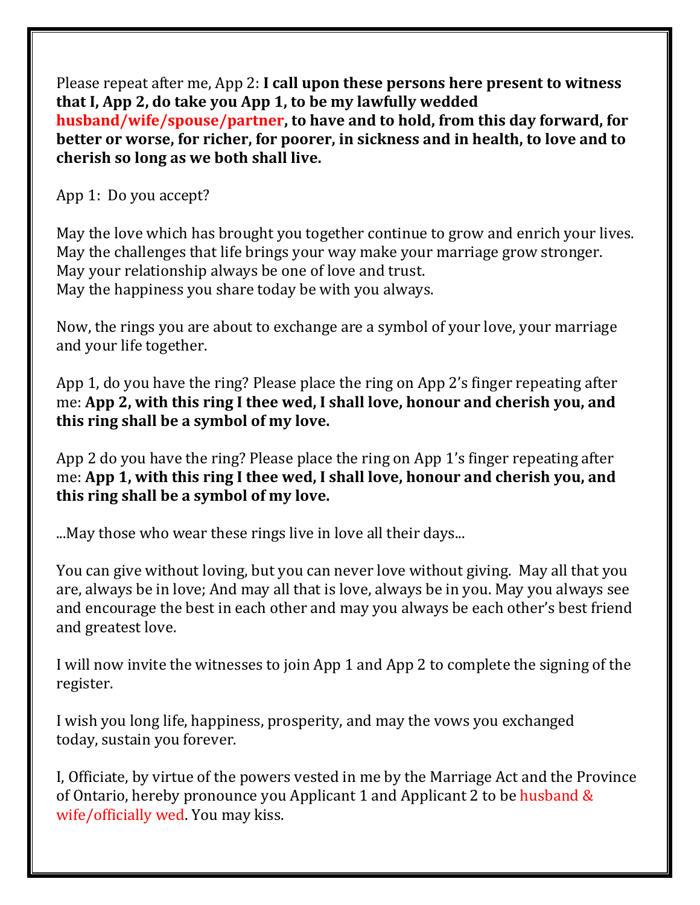Please repeat after me, App 2: **I call upon these persons here present to witness that I, App 2, do take you App 1, to be my lawfully wedded husband/wife/spouse/partner, to have and to hold, from this day forward, for better or worse, for richer, for poorer, in sickness and in health, to love and to cherish so long as we both shall live.**

App 1: Do you accept?

May the love which has brought you together continue to grow and enrich your lives.
May the challenges that life brings your way make your marriage grow stronger.
May your relationship always be one of love and trust.
May the happiness you share today be with you always.

Now, the rings you are about to exchange are a symbol of your love, your marriage and your life together.

App 1, do you have the ring? Please place the ring on App 2's finger repeating after me: **App 2, with this ring I thee wed, I shall love, honour and cherish you, and this ring shall be a symbol of my love.**

App 2 do you have the ring? Please place the ring on App 1's finger repeating after me: **App 1, with this ring I thee wed, I shall love, honour and cherish you, and this ring shall be a symbol of my love.**

...May those who wear these rings live in love all their days...

You can give without loving, but you can never love without giving. May all that you are, always be in love; And may all that is love, always be in you. May you always see and encourage the best in each other and may you always be each other's best friend and greatest love.

I will now invite the witnesses to join App 1 and App 2 to complete the signing of the register.

I wish you long life, happiness, prosperity, and may the vows you exchanged today, sustain you forever.

I, Officiate, by virtue of the powers vested in me by the Marriage Act and the Province of Ontario, hereby pronounce you Applicant 1 and Applicant 2 to be husband & wife/officially wed. You may kiss.